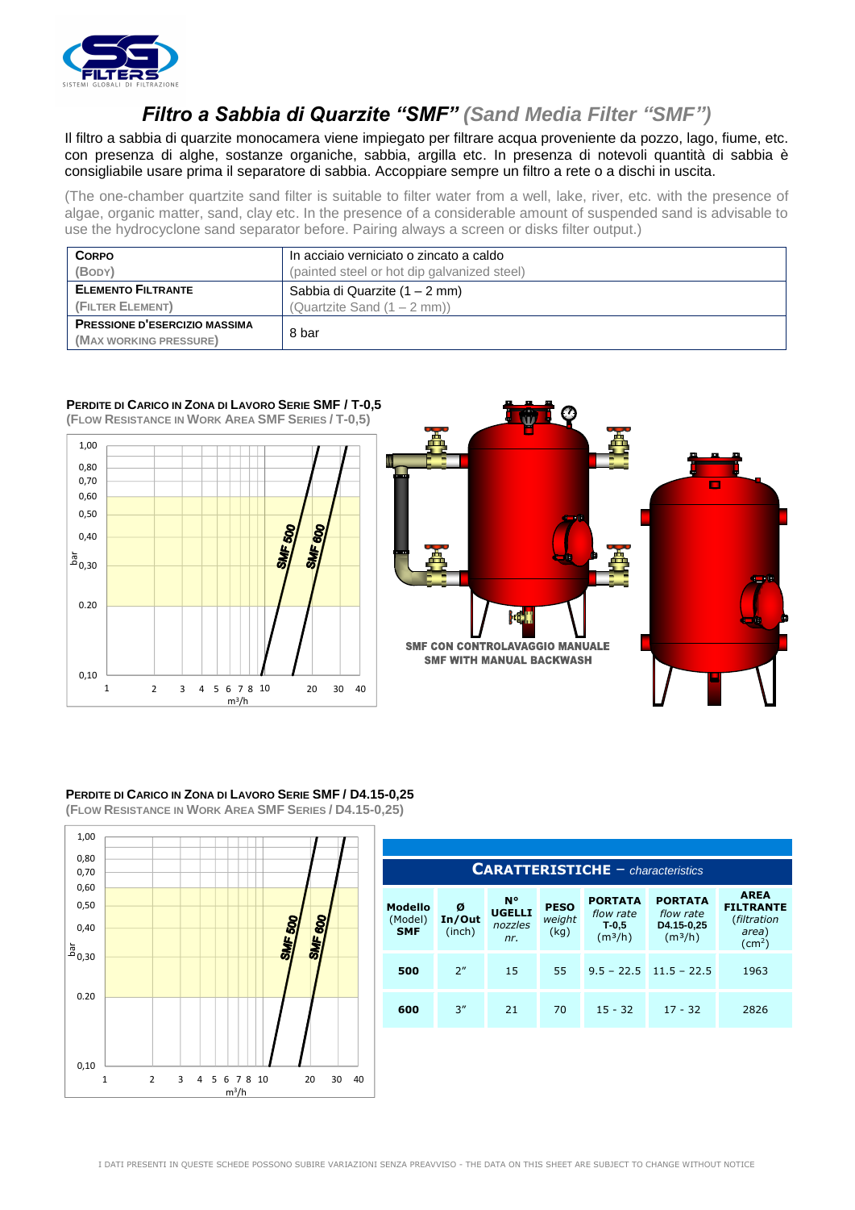# Filtro a Sabbia di Quarzite "SMF" *(Sand Media Filter "SMF")*

Il filtro a sabbia di quarzite monocamera viene impiegato per filtrare acqua proveniente da pozzo, lago, fiume, etc. con presenza di alghe, sostanze organiche, sabbia, argilla etc. In presenza di notevoli quantità di sabbia è consigliabile usare prima il separatore di sabbia. Accoppiare sempre un filtro a rete o a dischi in uscita.

(The one-chamber quartzite sand filter is suitable to filter water from a well, lake, river, etc. with the presence of algae, organic matter, sand, clay etc. In the presence of a considerable amount of suspended sand is advisable to use the hydrocyclone sand separator before. Pairing always a screen or disks filter output.)

| | |
|---|---|
| **CORPO** (BODY) | In acciaio verniciato o zincato a caldo (painted steel or hot dip galvanized steel) |
| **ELEMENTO FILTRANTE** (FILTER ELEMENT) | Sabbia di Quarzite (1 – 2 mm) (Quartzite Sand (1 – 2 mm)) |
| **PRESSIONE D'ESERCIZIO MASSIMA** (MAX WORKING PRESSURE) | 8 bar |

**PERDITE DI CARICO IN ZONA DI LAVORO SERIE SMF / T-0,5**
(FLOW RESISTANCE IN WORK AREA SMF SERIES / T-0,5)

SMF CON CONTROLAVAGGIO MANUALE
SMF WITH MANUAL BACKWASH

**PERDITE DI CARICO IN ZONA DI LAVORO SERIE SMF / D4.15-0,25**
(FLOW RESISTANCE IN WORK AREA SMF SERIES / D4.15-0,25)

**CARATTERISTICHE** – *characteristics*

| **Modello** (Model) **SMF** | **Ø In/Out** (inch) | **N° UGELLI** *nozzles nr.* | **PESO** *weight* (kg) | **PORTATA** *flow rate* **T-0,5** ($m^3/h$) | **PORTATA** *flow rate* **D4.15-0,25** ($m^3/h$) | **AREA FILTRANTE** (*filtration area*) ($cm^2$) |
|---|---|---|---|---|---|---|
| **500** | 2" | 15 | 55 | 9.5 – 22.5 | 11.5 – 22.5 | 1963 |
| **600** | 3" | 21 | 70 | 15 - 32 | 17 - 32 | 2826 |

I DATI PRESENTI IN QUESTE SCHEDE POSSONO SUBIRE VARIAZIONI SENZA PREAVVISO - THE DATA ON THIS SHEET ARE SUBJECT TO CHANGE WITHOUT NOTICE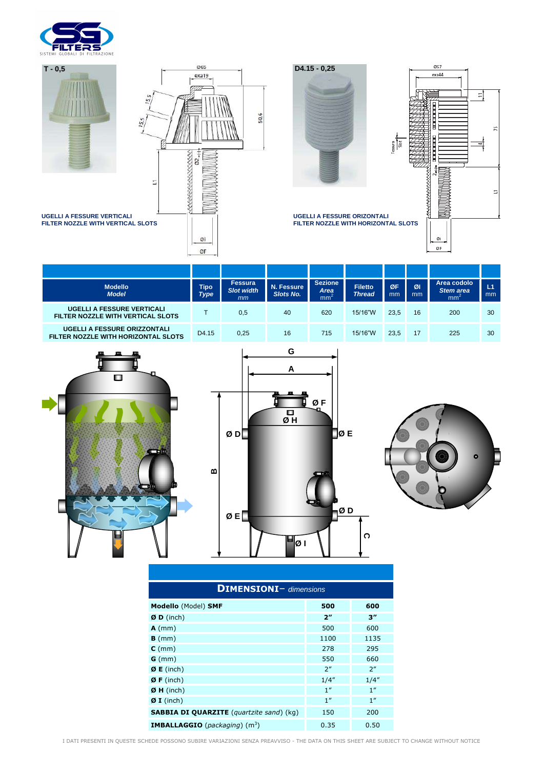T - 0,5

UGELLI A FESSURE VERTICALI
FILTER NOZZLE WITH VERTICAL SLOTS

D4.15 - 0,25

UGELLI A FESSURE ORIZZONTALI
FILTER NOZZLE WITH HORIZONTAL SLOTS

| Modello *Model* | Tipo *Type* | Fessura *Slot width* *mm* | N. Fessure *Slots No.* | Sezione *Area* mm$^2$ | Filetto *Thread* | ØF mm | ØI mm | Area codolo *Stem area* mm$^2$ | L1 mm |
|---|---|---|---|---|---|---|---|---|---|
| UGELLI A FESSURE VERTICALI FILTER NOZZLE WITH VERTICAL SLOTS | T | 0,5 | 40 | 620 | 15/16"W | 23,5 | 16 | 200 | 30 |
| UGELLI A FESSURE ORIZZONTALI FILTER NOZZLE WITH HORIZONTAL SLOTS | D4.15 | 0,25 | 16 | 715 | 15/16"W | 23,5 | 17 | 225 | 30 |

## DIMENSIONI – *dimensions*

| Modello (Model) SMF | 500 | 600 |
|---|---|---|
| **Ø D** (inch) | **2"** | **3"** |
| **A** (mm) | 500 | 600 |
| **B** (mm) | 1100 | 1135 |
| **C** (mm) | 278 | 295 |
| **G** (mm) | 550 | 660 |
| **Ø E** (inch) | 2" | 2" |
| **Ø F** (inch) | 1/4" | 1/4" |
| **Ø H** (inch) | 1" | 1" |
| **Ø I** (inch) | 1" | 1" |
| **SABBIA DI QUARZITE** (*quartzite sand*) (kg) | 150 | 200 |
| **IMBALLAGGIO** (*packaging*) (m$^3$) | 0.35 | 0.50 |

I DATI PRESENTI IN QUESTE SCHEDE POSSONO SUBIRE VARIAZIONI SENZA PREAVVISO - THE DATA ON THIS SHEET ARE SUBJECT TO CHANGE WITHOUT NOTICE